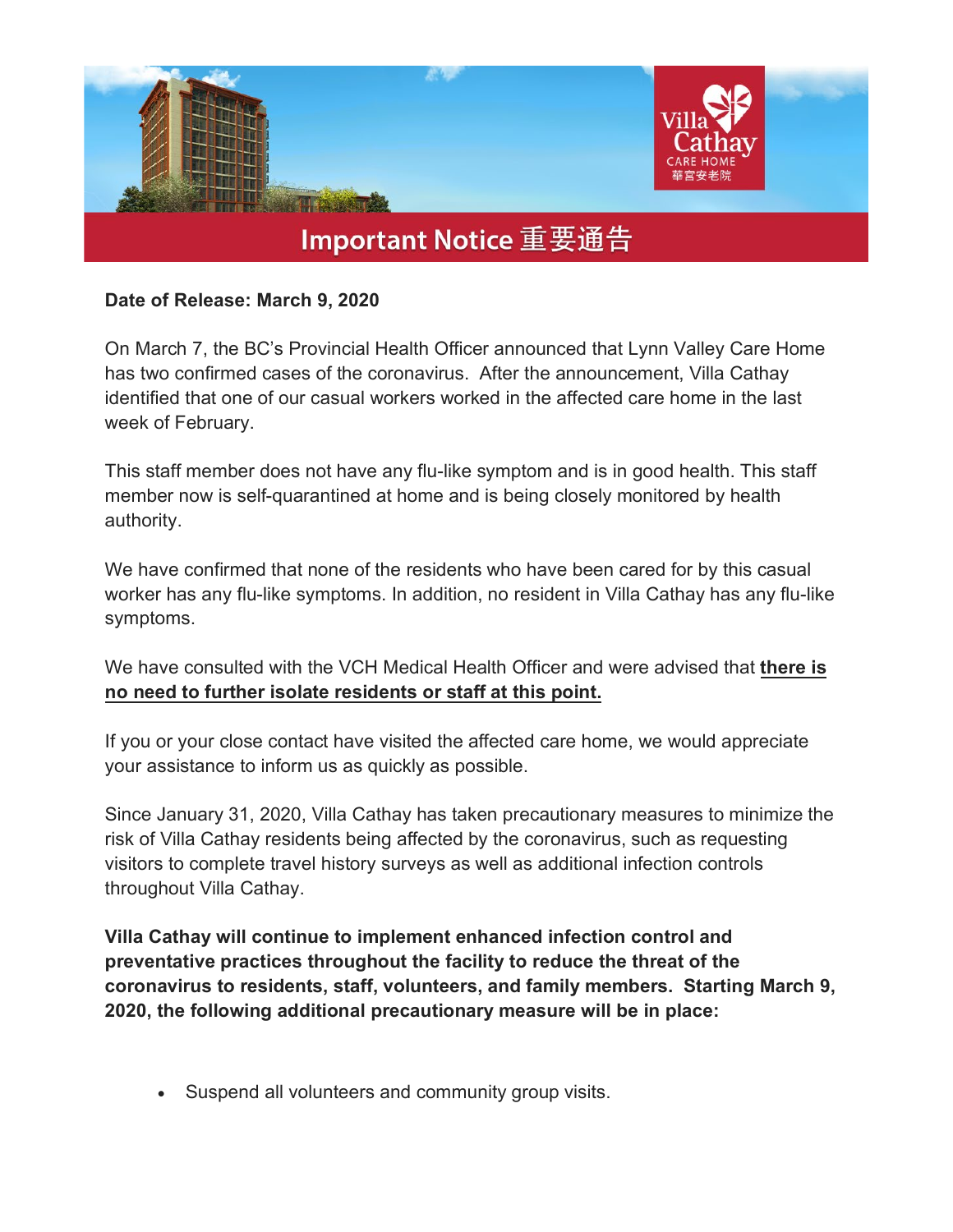# Important Notice 重要通告

**Date of Release: March 9, 2020**

On March 7, the BC's Provincial Health Officer announced that Lynn Valley Care Home has two confirmed cases of the coronavirus. After the announcement, Villa Cathay identified that one of our casual workers worked in the affected care home in the last week of February.

This staff member does not have any flu-like symptom and is in good health. This staff member now is self-quarantined at home and is being closely monitored by health authority.

We have confirmed that none of the residents who have been cared for by this casual worker has any flu-like symptoms. In addition, no resident in Villa Cathay has any flu-like symptoms.

We have consulted with the VCH Medical Health Officer and were advised that **there is no need to further isolate residents or staff at this point.**

If you or your close contact have visited the affected care home, we would appreciate your assistance to inform us as quickly as possible.

Since January 31, 2020, Villa Cathay has taken precautionary measures to minimize the risk of Villa Cathay residents being affected by the coronavirus, such as requesting visitors to complete travel history surveys as well as additional infection controls throughout Villa Cathay.

**Villa Cathay will continue to implement enhanced infection control and preventative practices throughout the facility to reduce the threat of the coronavirus to residents, staff, volunteers, and family members. Starting March 9, 2020, the following additional precautionary measure will be in place:**

- Suspend all volunteers and community group visits.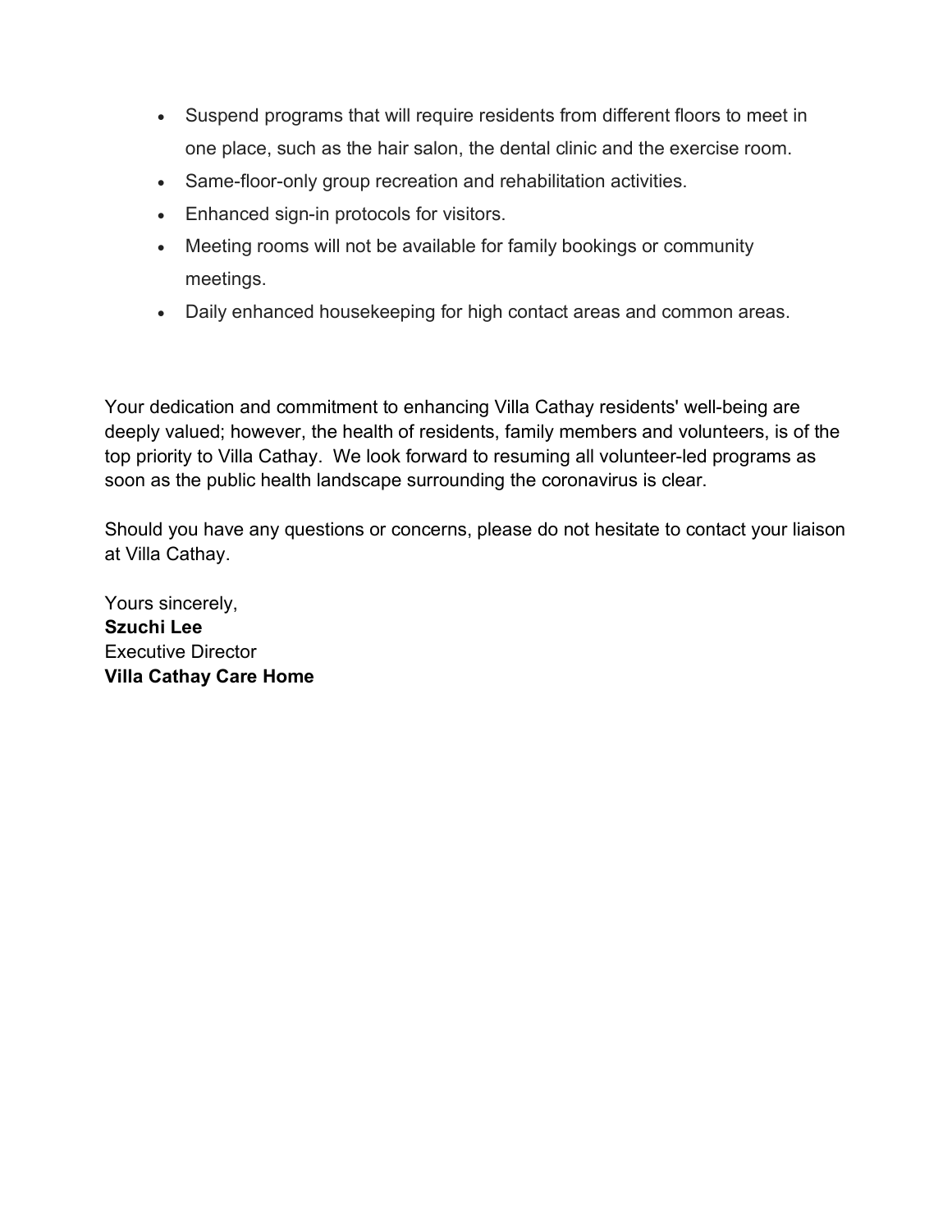- Suspend programs that will require residents from different floors to meet in one place, such as the hair salon, the dental clinic and the exercise room.
- Same-floor-only group recreation and rehabilitation activities.
- Enhanced sign-in protocols for visitors.
- Meeting rooms will not be available for family bookings or community meetings.
- Daily enhanced housekeeping for high contact areas and common areas.

Your dedication and commitment to enhancing Villa Cathay residents' well-being are deeply valued; however, the health of residents, family members and volunteers, is of the top priority to Villa Cathay.  We look forward to resuming all volunteer-led programs as soon as the public health landscape surrounding the coronavirus is clear.

Should you have any questions or concerns, please do not hesitate to contact your liaison at Villa Cathay.

Yours sincerely,
**Szuchi Lee**
Executive Director
**Villa Cathay Care Home**